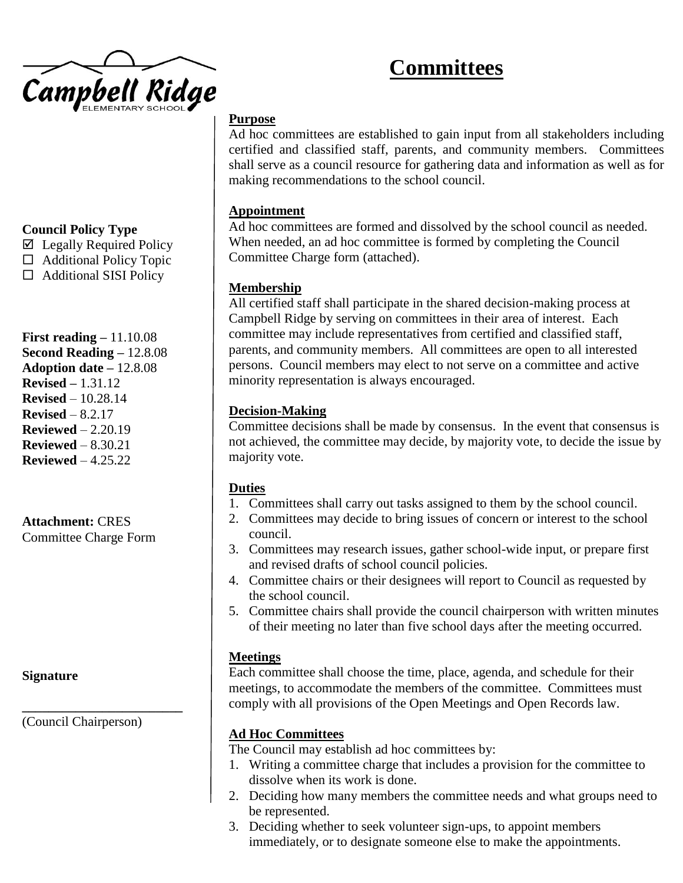Campbell Ridge
ELEMENTARY SCHOOL

# Committees

**Council Policy Type**

- ☑ Legally Required Policy
- ☐ Additional Policy Topic
- ☐ Additional SISI Policy

**First reading –** 11.10.08
**Second Reading –** 12.8.08
**Adoption date –** 12.8.08
**Revised –** 1.31.12
**Revised** – 10.28.14
**Revised** – 8.2.17
**Reviewed** – 2.20.19
**Reviewed** – 8.30.21
**Reviewed** – 4.25.22

**Attachment:** CRES Committee Charge Form

**Signature**

\_\_\_\_\_\_\_\_\_\_\_\_\_\_\_\_\_\_\_\_\_\_\_\_
(Council Chairperson)

## Purpose

Ad hoc committees are established to gain input from all stakeholders including certified and classified staff, parents, and community members. Committees shall serve as a council resource for gathering data and information as well as for making recommendations to the school council.

## Appointment

Ad hoc committees are formed and dissolved by the school council as needed. When needed, an ad hoc committee is formed by completing the Council Committee Charge form (attached).

## Membership

All certified staff shall participate in the shared decision-making process at Campbell Ridge by serving on committees in their area of interest. Each committee may include representatives from certified and classified staff, parents, and community members. All committees are open to all interested persons. Council members may elect to not serve on a committee and active minority representation is always encouraged.

## Decision-Making

Committee decisions shall be made by consensus. In the event that consensus is not achieved, the committee may decide, by majority vote, to decide the issue by majority vote.

## Duties

1. Committees shall carry out tasks assigned to them by the school council.
2. Committees may decide to bring issues of concern or interest to the school council.
3. Committees may research issues, gather school-wide input, or prepare first and revised drafts of school council policies.
4. Committee chairs or their designees will report to Council as requested by the school council.
5. Committee chairs shall provide the council chairperson with written minutes of their meeting no later than five school days after the meeting occurred.

## Meetings

Each committee shall choose the time, place, agenda, and schedule for their meetings, to accommodate the members of the committee. Committees must comply with all provisions of the Open Meetings and Open Records law.

## Ad Hoc Committees

The Council may establish ad hoc committees by:

1. Writing a committee charge that includes a provision for the committee to dissolve when its work is done.
2. Deciding how many members the committee needs and what groups need to be represented.
3. Deciding whether to seek volunteer sign-ups, to appoint members immediately, or to designate someone else to make the appointments.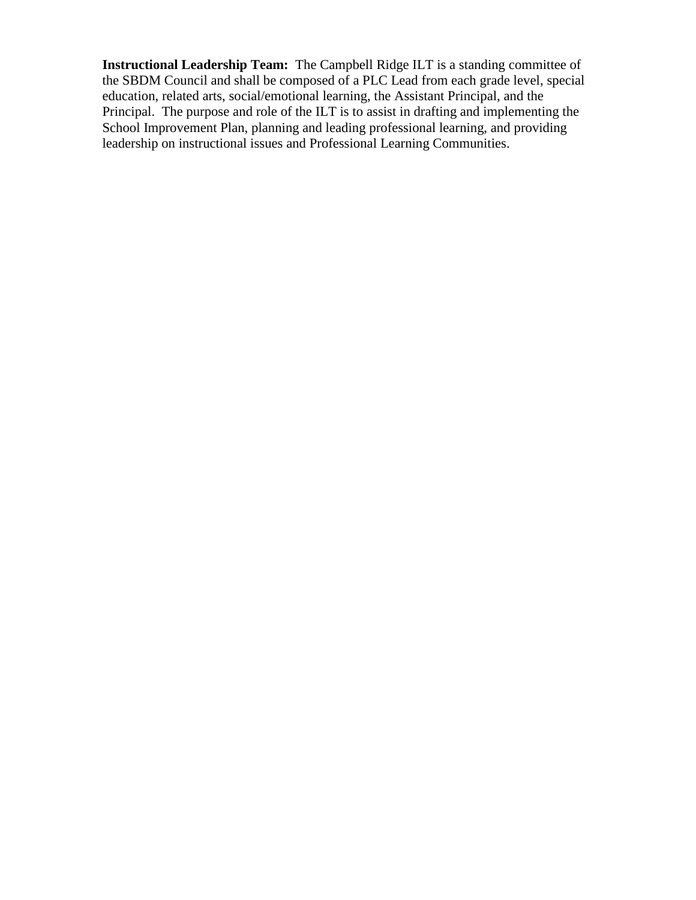**Instructional Leadership Team:** The Campbell Ridge ILT is a standing committee of the SBDM Council and shall be composed of a PLC Lead from each grade level, special education, related arts, social/emotional learning, the Assistant Principal, and the Principal. The purpose and role of the ILT is to assist in drafting and implementing the School Improvement Plan, planning and leading professional learning, and providing leadership on instructional issues and Professional Learning Communities.